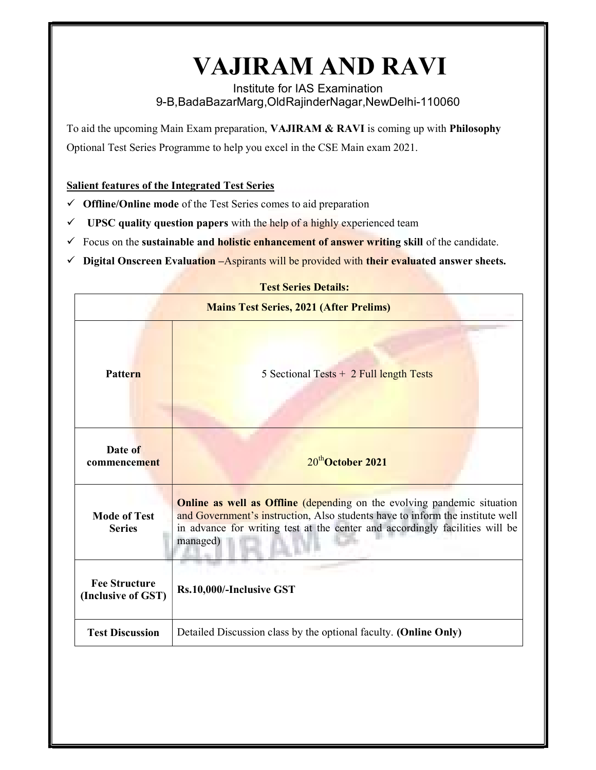# VAJIRAM AND RAVI

Institute for IAS Examination
9-B,BadaBazarMarg,OldRajinderNagar,NewDelhi-110060

To aid the upcoming Main Exam preparation, **VAJIRAM & RAVI** is coming up with **Philosophy** Optional Test Series Programme to help you excel in the CSE Main exam 2021.

**Salient features of the Integrated Test Series**

- ✓ **Offline/Online mode** of the Test Series comes to aid preparation
- ✓ **UPSC quality question papers** with the help of a highly experienced team
- ✓ Focus on the **sustainable and holistic enhancement of answer writing skill** of the candidate.
- ✓ **Digital Onscreen Evaluation** –Aspirants will be provided with **their evaluated answer sheets.**

**Test Series Details:**

| **Mains Test Series, 2021 (After Prelims)** | |
|---|---|
| **Pattern** | 5 Sectional Tests + 2 Full length Tests |
| **Date of commencement** | 20th **October 2021** |
| **Mode of Test Series** | **Online as well as Offline** (depending on the evolving pandemic situation and Government's instruction, Also students have to inform the institute well in advance for writing test at the center and accordingly facilities will be managed) |
| **Fee Structure (Inclusive of GST)** | **Rs.10,000/-Inclusive GST** |
| **Test Discussion** | Detailed Discussion class by the optional faculty. **(Online Only)** |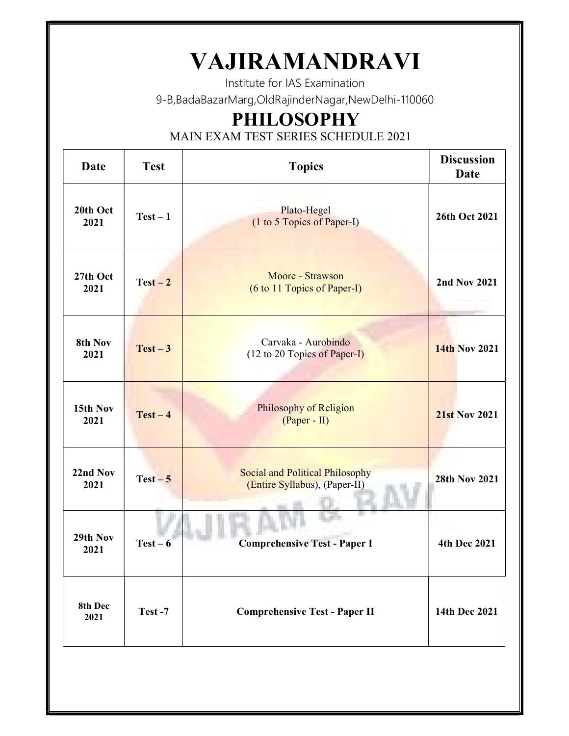# VAJIRAMANDRAVI

Institute for IAS Examination

9-B,BadaBazarMarg,OldRajinderNagar,NewDelhi-110060

## PHILOSOPHY

MAIN EXAM TEST SERIES SCHEDULE 2021

| Date | Test | Topics | Discussion Date |
|---|---|---|---|
| **20th Oct 2021** | **Test – 1** | Plato-Hegel (1 to 5 Topics of Paper-I) | **26th Oct 2021** |
| **27th Oct 2021** | **Test – 2** | Moore - Strawson (6 to 11 Topics of Paper-I) | **2nd Nov 2021** |
| **8th Nov 2021** | **Test – 3** | Carvaka - Aurobindo (12 to 20 Topics of Paper-I) | **14th Nov 2021** |
| **15th Nov 2021** | **Test – 4** | Philosophy of Religion (Paper - II) | **21st Nov 2021** |
| **22nd Nov 2021** | **Test – 5** | Social and Political Philosophy (Entire Syllabus), (Paper-II) | **28th Nov 2021** |
| **29th Nov 2021** | **Test – 6** | **Comprehensive Test - Paper I** | **4th Dec 2021** |
| **8th Dec 2021** | **Test -7** | **Comprehensive Test - Paper II** | **14th Dec 2021** |